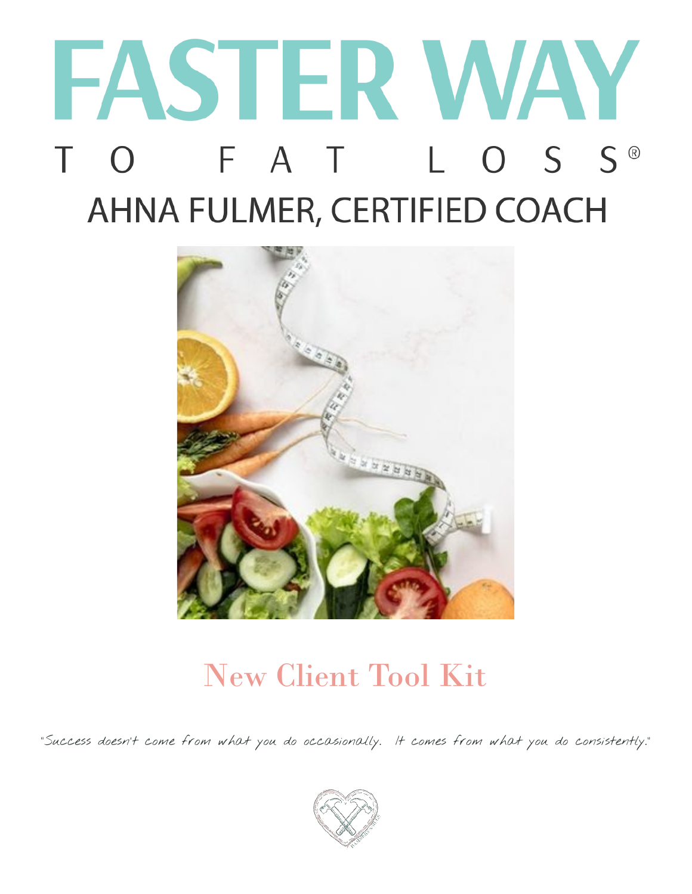# FASTER WAY

## TO FAT LOSS®

## AHNA FULMER, CERTIFIED COACH

## New Client Tool Kit

"Success doesn't come from what you do occasionally. It comes from what you do consistently."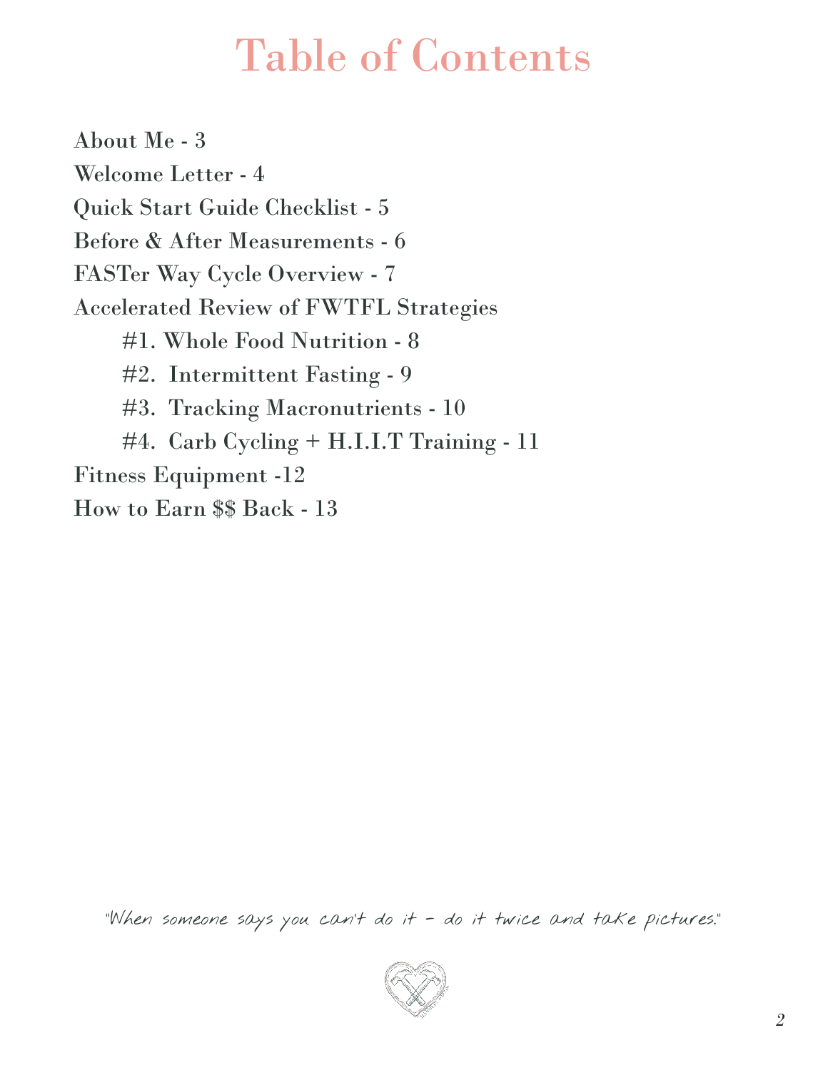# Table of Contents

About Me - 3

Welcome Letter - 4

Quick Start Guide Checklist - 5

Before & After Measurements - 6

FASTer Way Cycle Overview - 7

Accelerated Review of FWTFL Strategies

- #1. Whole Food Nutrition - 8
- #2. Intermittent Fasting - 9
- #3. Tracking Macronutrients - 10
- #4. Carb Cycling + H.I.I.T Training - 11

Fitness Equipment -12

How to Earn $$ Back - 13

*"When someone says you can't do it - do it twice and take pictures."*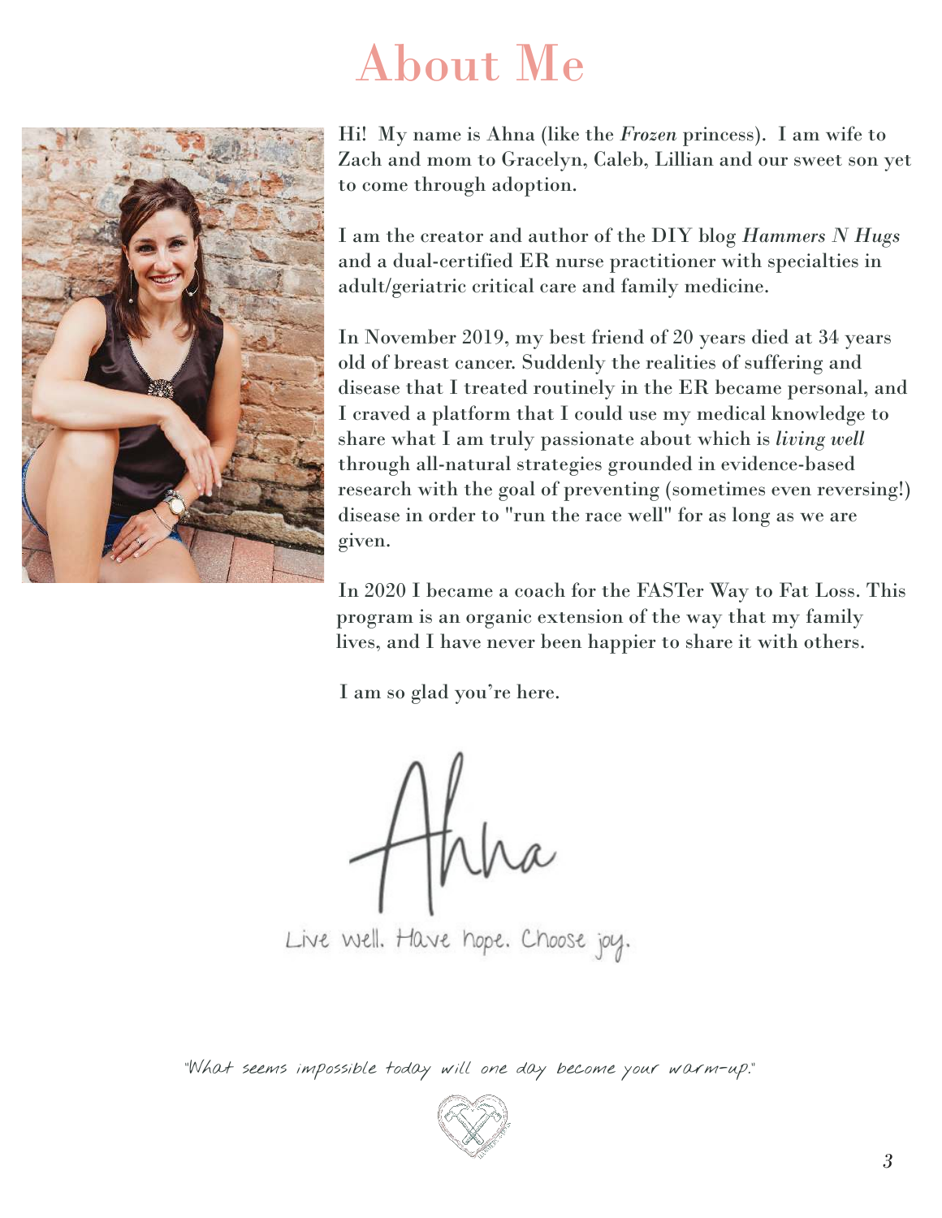# About Me

Hi! My name is Ahna (like the *Frozen* princess). I am wife to Zach and mom to Gracelyn, Caleb, Lillian and our sweet son yet to come through adoption.

I am the creator and author of the DIY blog *Hammers N Hugs* and a dual-certified ER nurse practitioner with specialties in adult/geriatric critical care and family medicine.

In November 2019, my best friend of 20 years died at 34 years old of breast cancer. Suddenly the realities of suffering and disease that I treated routinely in the ER became personal, and I craved a platform that I could use my medical knowledge to share what I am truly passionate about which is *living well* through all-natural strategies grounded in evidence-based research with the goal of preventing (sometimes even reversing!) disease in order to "run the race well" for as long as we are given.

In 2020 I became a coach for the FASTer Way to Fat Loss. This program is an organic extension of the way that my family lives, and I have never been happier to share it with others.

I am so glad you're here.

Ahna

Live well. Have hope. Choose joy.

"What seems impossible today will one day become your warm-up."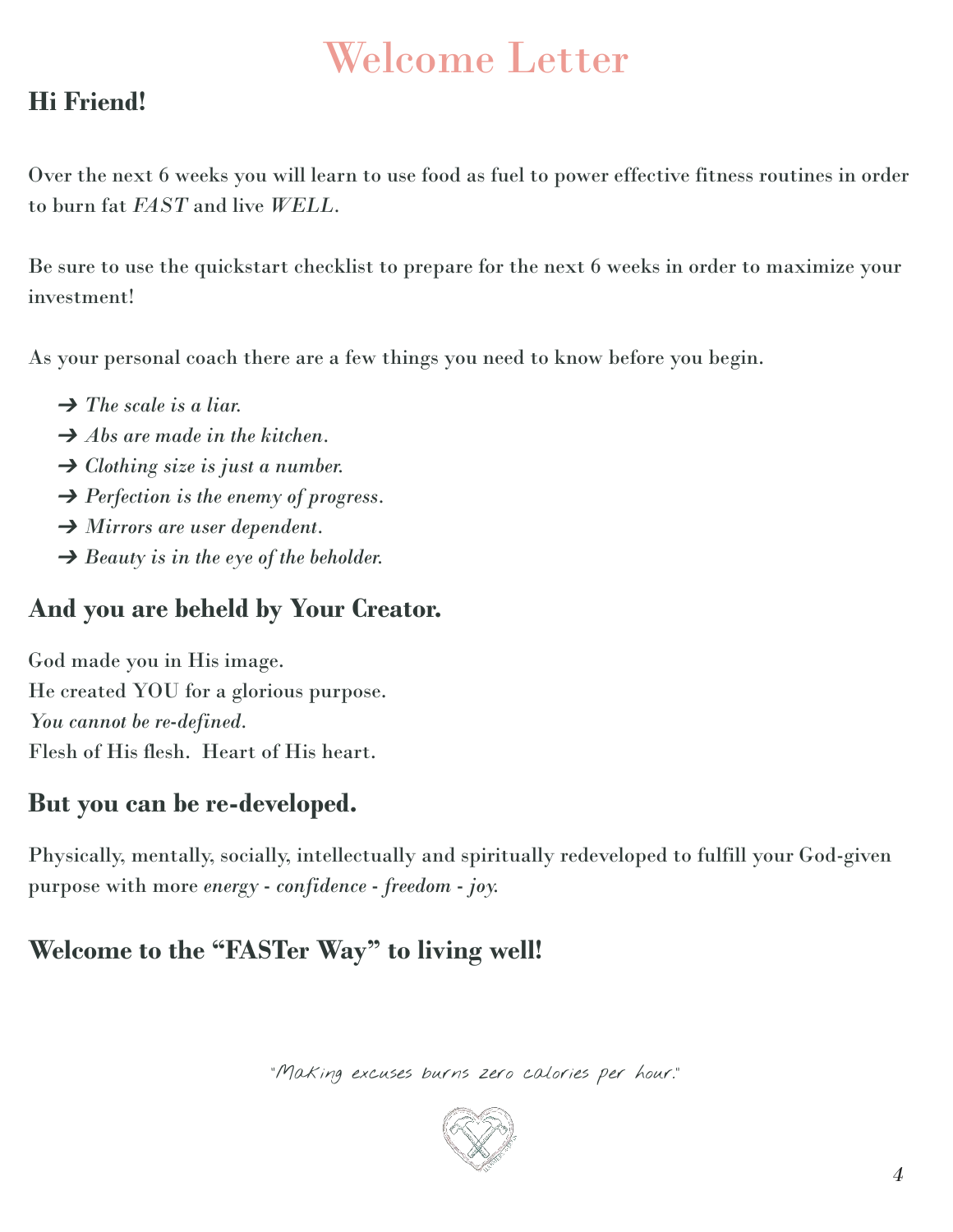# Welcome Letter

**Hi Friend!**

Over the next 6 weeks you will learn to use food as fuel to power effective fitness routines in order to burn fat *FAST* and live *WELL*.

Be sure to use the quickstart checklist to prepare for the next 6 weeks in order to maximize your investment!

As your personal coach there are a few things you need to know before you begin.

- ➔ *The scale is a liar.*
- ➔ *Abs are made in the kitchen.*
- ➔ *Clothing size is just a number.*
- ➔ *Perfection is the enemy of progress.*
- ➔ *Mirrors are user dependent.*
- ➔ *Beauty is in the eye of the beholder.*

## And you are beheld by Your Creator.

God made you in His image.
He created YOU for a glorious purpose.
*You cannot be re-defined.*
Flesh of His flesh. Heart of His heart.

## But you can be re-developed.

Physically, mentally, socially, intellectually and spiritually redeveloped to fulfill your God-given purpose with more *energy - confidence - freedom - joy.*

## Welcome to the "FASTer Way" to living well!

"Making excuses burns zero calories per hour."